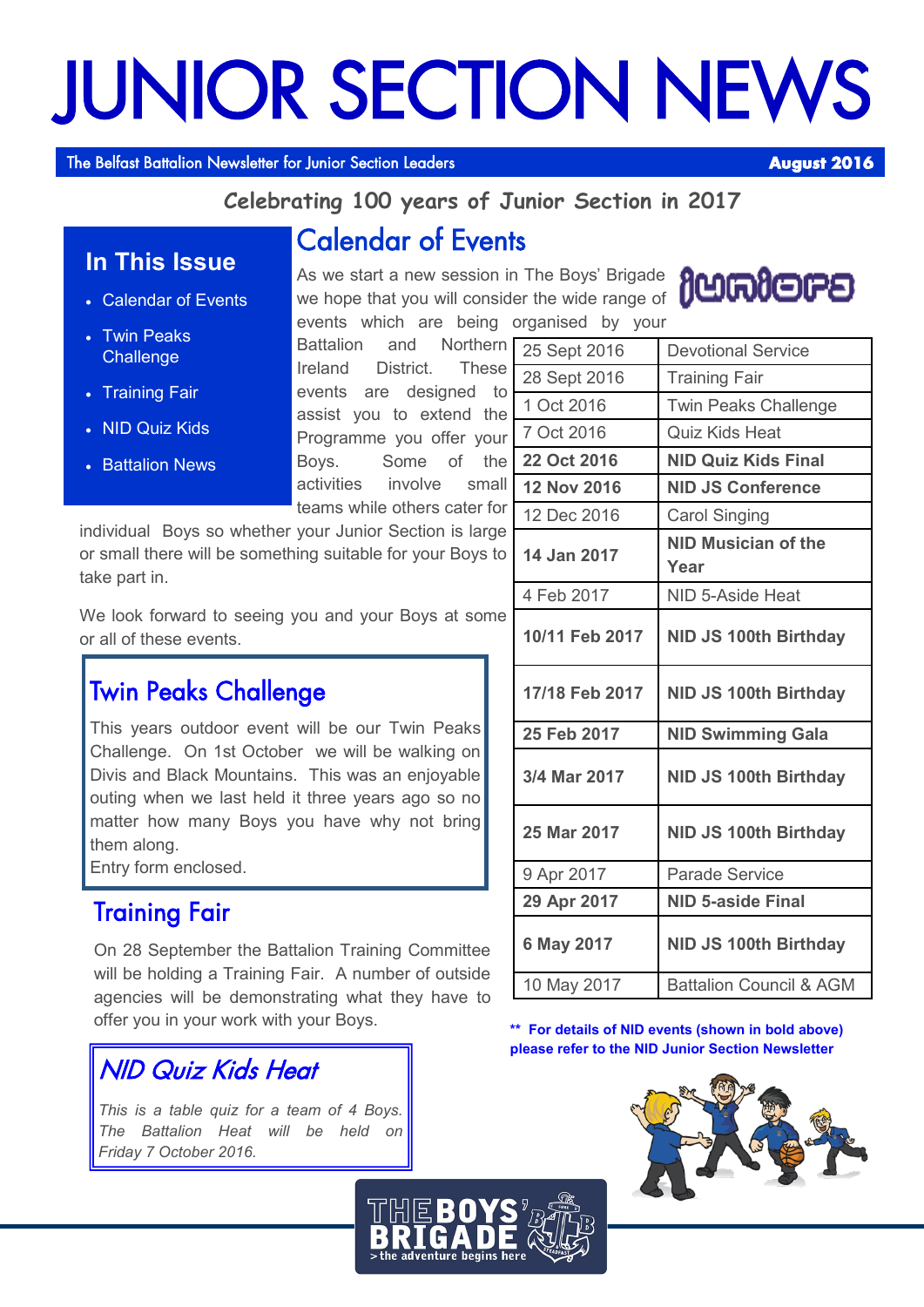# JUNIOR SECTION NEWS

The Belfast Battalion Newsletter for Junior Section Leaders — **August 2016**

**Celebrating 100 years of Junior Section in 2017**

## In This Issue

- Calendar of Events
- Twin Peaks Challenge
- Training Fair
- NID Quiz Kids
- Battalion News

## Calendar of Events

As we start a new session in The Boys' Brigade we hope that you will consider the wide range of events which are being organised by your Battalion and Northern Ireland District. These events are designed to assist you to extend the Programme you offer your Boys. Some of the activities involve small teams while others cater for individual Boys so whether your Junior Section is large or small there will be something suitable for your Boys to take part in.

We look forward to seeing you and your Boys at some or all of these events.

| Date | Event |
|---|---|
| 25 Sept 2016 | Devotional Service |
| 28 Sept 2016 | Training Fair |
| 1 Oct 2016 | Twin Peaks Challenge |
| 7 Oct 2016 | Quiz Kids Heat |
| **22 Oct 2016** | **NID Quiz Kids Final** |
| **12 Nov 2016** | **NID JS Conference** |
| 12 Dec 2016 | Carol Singing |
| **14 Jan 2017** | **NID Musician of the Year** |
| 4 Feb 2017 | NID 5-Aside Heat |
| **10/11 Feb 2017** | **NID JS 100th Birthday** |
| **17/18 Feb 2017** | **NID JS 100th Birthday** |
| **25 Feb 2017** | **NID Swimming Gala** |
| **3/4 Mar 2017** | **NID JS 100th Birthday** |
| **25 Mar 2017** | **NID JS 100th Birthday** |
| 9 Apr 2017 | Parade Service |
| **29 Apr 2017** | **NID 5-aside Final** |
| **6 May 2017** | **NID JS 100th Birthday** |
| 10 May 2017 | Battalion Council & AGM |

**\*\* For details of NID events (shown in bold above) please refer to the NID Junior Section Newsletter**

## Twin Peaks Challenge

This years outdoor event will be our Twin Peaks Challenge. On 1st October we will be walking on Divis and Black Mountains. This was an enjoyable outing when we last held it three years ago so no matter how many Boys you have why not bring them along.

Entry form enclosed.

## Training Fair

On 28 September the Battalion Training Committee will be holding a Training Fair. A number of outside agencies will be demonstrating what they have to offer you in your work with your Boys.

## *NID Quiz Kids Heat*

*This is a table quiz for a team of 4 Boys. The Battalion Heat will be held on Friday 7 October 2016.*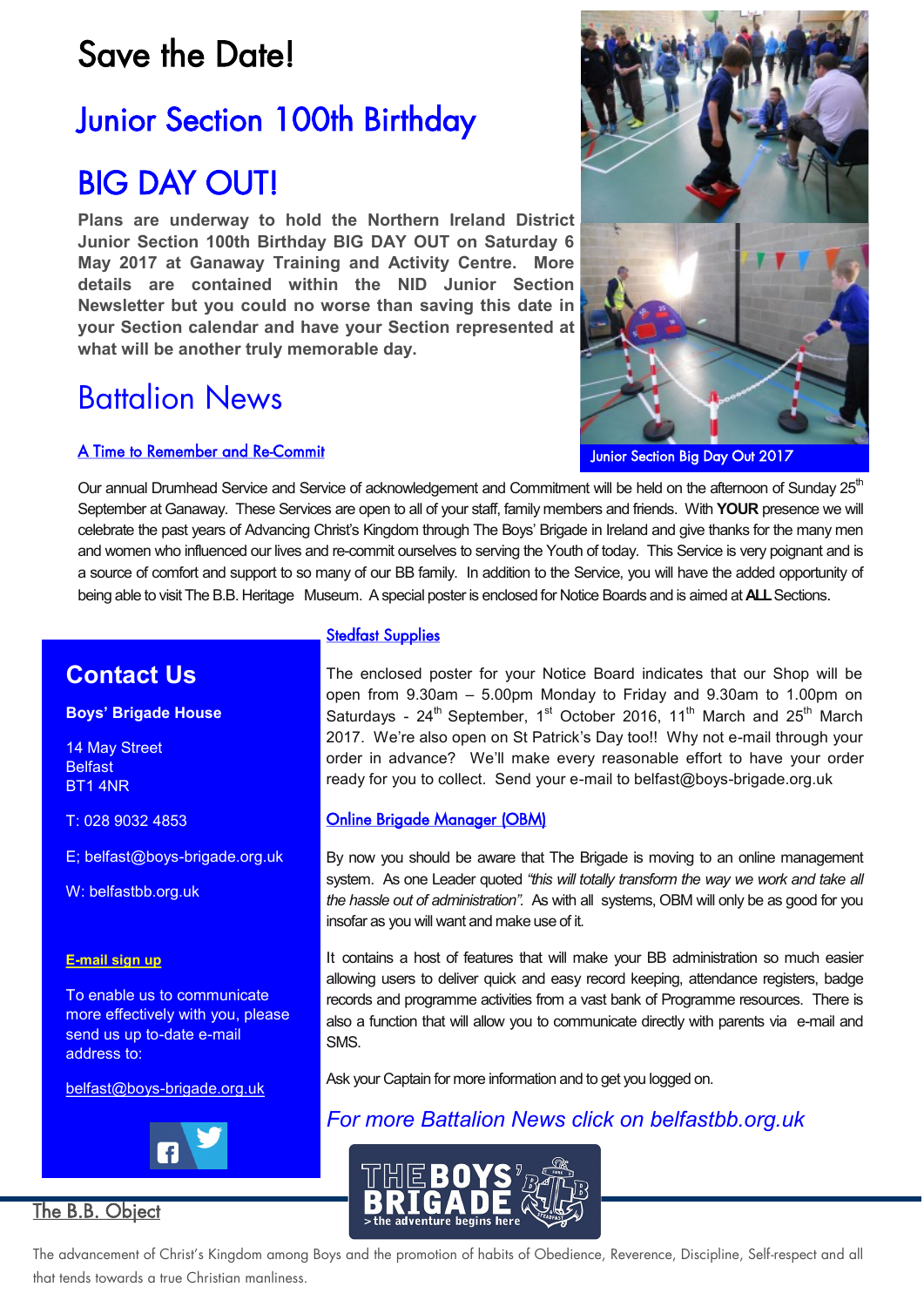# Save the Date!

## Junior Section 100th Birthday

## BIG DAY OUT!

**Plans are underway to hold the Northern Ireland District Junior Section 100th Birthday BIG DAY OUT on Saturday 6 May 2017 at Ganaway Training and Activity Centre. More details are contained within the NID Junior Section Newsletter but you could no worse than saving this date in your Section calendar and have your Section represented at what will be another truly memorable day.**

Junior Section Big Day Out 2017

## Battalion News

### A Time to Remember and Re-Commit

Our annual Drumhead Service and Service of acknowledgement and Commitment will be held on the afternoon of Sunday 25th September at Ganaway. These Services are open to all of your staff, family members and friends. With **YOUR** presence we will celebrate the past years of Advancing Christ's Kingdom through The Boys' Brigade in Ireland and give thanks for the many men and women who influenced our lives and re-commit ourselves to serving the Youth of today. This Service is very poignant and is a source of comfort and support to so many of our BB family. In addition to the Service, you will have the added opportunity of being able to visit The B.B. Heritage Museum. A special poster is enclosed for Notice Boards and is aimed at **ALL** Sections.

### Stedfast Supplies

The enclosed poster for your Notice Board indicates that our Shop will be open from 9.30am – 5.00pm Monday to Friday and 9.30am to 1.00pm on Saturdays - 24th September, 1st October 2016, 11th March and 25th March 2017. We're also open on St Patrick's Day too!! Why not e-mail through your order in advance? We'll make every reasonable effort to have your order ready for you to collect. Send your e-mail to belfast@boys-brigade.org.uk

### Online Brigade Manager (OBM)

By now you should be aware that The Brigade is moving to an online management system. As one Leader quoted *"this will totally transform the way we work and take all the hassle out of administration".* As with all systems, OBM will only be as good for you insofar as you will want and make use of it.

It contains a host of features that will make your BB administration so much easier allowing users to deliver quick and easy record keeping, attendance registers, badge records and programme activities from a vast bank of Programme resources. There is also a function that will allow you to communicate directly with parents via e-mail and SMS.

Ask your Captain for more information and to get you logged on.

*For more Battalion News click on belfastbb.org.uk*

## Contact Us

**Boys' Brigade House**

14 May Street
Belfast
BT1 4NR

T: 028 9032 4853

E; belfast@boys-brigade.org.uk

W: belfastbb.org.uk

**E-mail sign up**

To enable us to communicate more effectively with you, please send us up to-date e-mail address to:

belfast@boys-brigade.org.uk

THE BOYS' BRIGADE
> the adventure begins here

### The B.B. Object

The advancement of Christ's Kingdom among Boys and the promotion of habits of Obedience, Reverence, Discipline, Self-respect and all that tends towards a true Christian manliness.